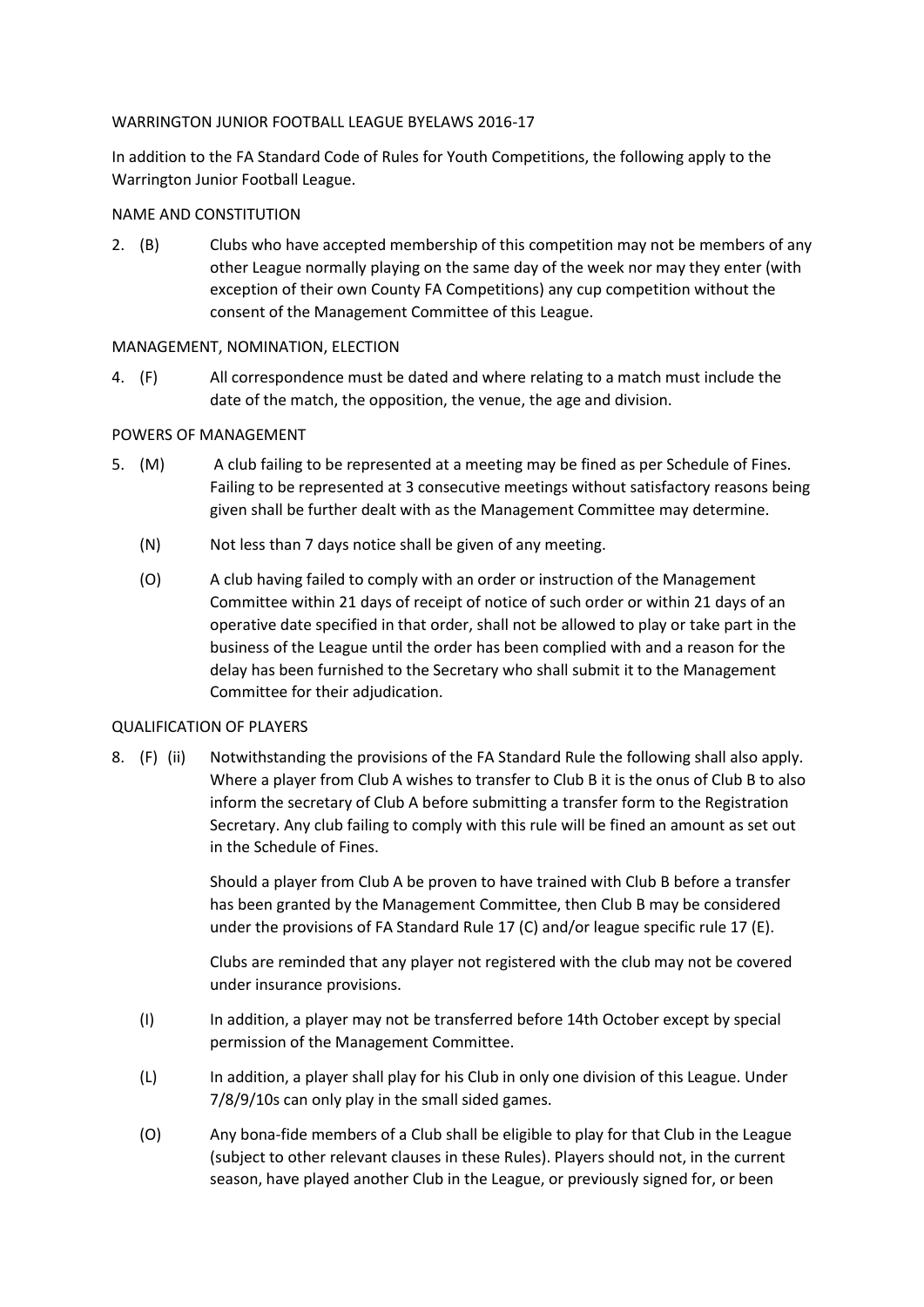# WARRINGTON JUNIOR FOOTBALL LEAGUE BYELAWS 2016-17

In addition to the FA Standard Code of Rules for Youth Competitions, the following apply to the Warrington Junior Football League.

## NAME AND CONSTITUTION

2. (B) Clubs who have accepted membership of this competition may not be members of any other League normally playing on the same day of the week nor may they enter (with exception of their own County FA Competitions) any cup competition without the consent of the Management Committee of this League.

## MANAGEMENT, NOMINATION, ELECTION

4. (F) All correspondence must be dated and where relating to a match must include the date of the match, the opposition, the venue, the age and division.

## POWERS OF MANAGEMENT

5. (M) A club failing to be represented at a meeting may be fined as per Schedule of Fines. Failing to be represented at 3 consecutive meetings without satisfactory reasons being given shall be further dealt with as the Management Committee may determine.

   (N) Not less than 7 days notice shall be given of any meeting.

   (O) A club having failed to comply with an order or instruction of the Management Committee within 21 days of receipt of notice of such order or within 21 days of an operative date specified in that order, shall not be allowed to play or take part in the business of the League until the order has been complied with and a reason for the delay has been furnished to the Secretary who shall submit it to the Management Committee for their adjudication.

## QUALIFICATION OF PLAYERS

8. (F) (ii) Notwithstanding the provisions of the FA Standard Rule the following shall also apply. Where a player from Club A wishes to transfer to Club B it is the onus of Club B to also inform the secretary of Club A before submitting a transfer form to the Registration Secretary. Any club failing to comply with this rule will be fined an amount as set out in the Schedule of Fines.

   Should a player from Club A be proven to have trained with Club B before a transfer has been granted by the Management Committee, then Club B may be considered under the provisions of FA Standard Rule 17 (C) and/or league specific rule 17 (E).

   Clubs are reminded that any player not registered with the club may not be covered under insurance provisions.

   (I) In addition, a player may not be transferred before 14th October except by special permission of the Management Committee.

   (L) In addition, a player shall play for his Club in only one division of this League. Under 7/8/9/10s can only play in the small sided games.

   (O) Any bona-fide members of a Club shall be eligible to play for that Club in the League (subject to other relevant clauses in these Rules). Players should not, in the current season, have played another Club in the League, or previously signed for, or been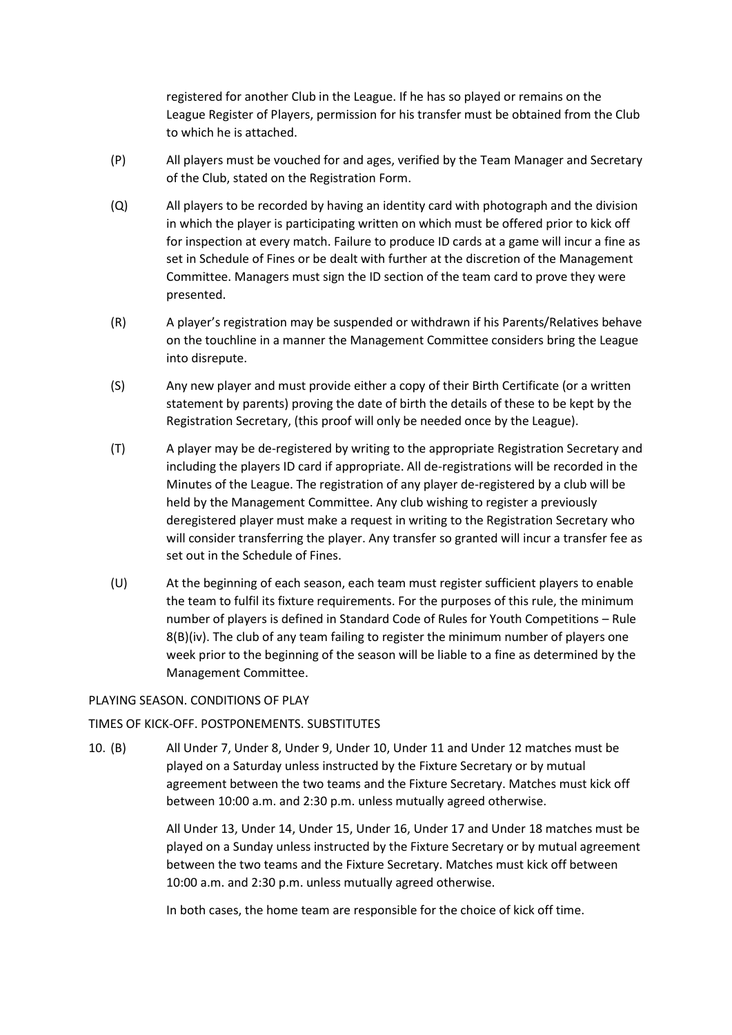registered for another Club in the League. If he has so played or remains on the League Register of Players, permission for his transfer must be obtained from the Club to which he is attached.

(P) All players must be vouched for and ages, verified by the Team Manager and Secretary of the Club, stated on the Registration Form.

(Q) All players to be recorded by having an identity card with photograph and the division in which the player is participating written on which must be offered prior to kick off for inspection at every match. Failure to produce ID cards at a game will incur a fine as set in Schedule of Fines or be dealt with further at the discretion of the Management Committee. Managers must sign the ID section of the team card to prove they were presented.

(R) A player's registration may be suspended or withdrawn if his Parents/Relatives behave on the touchline in a manner the Management Committee considers bring the League into disrepute.

(S) Any new player and must provide either a copy of their Birth Certificate (or a written statement by parents) proving the date of birth the details of these to be kept by the Registration Secretary, (this proof will only be needed once by the League).

(T) A player may be de-registered by writing to the appropriate Registration Secretary and including the players ID card if appropriate. All de-registrations will be recorded in the Minutes of the League. The registration of any player de-registered by a club will be held by the Management Committee. Any club wishing to register a previously deregistered player must make a request in writing to the Registration Secretary who will consider transferring the player. Any transfer so granted will incur a transfer fee as set out in the Schedule of Fines.

(U) At the beginning of each season, each team must register sufficient players to enable the team to fulfil its fixture requirements. For the purposes of this rule, the minimum number of players is defined in Standard Code of Rules for Youth Competitions – Rule 8(B)(iv). The club of any team failing to register the minimum number of players one week prior to the beginning of the season will be liable to a fine as determined by the Management Committee.

PLAYING SEASON. CONDITIONS OF PLAY

TIMES OF KICK-OFF. POSTPONEMENTS. SUBSTITUTES

10. (B) All Under 7, Under 8, Under 9, Under 10, Under 11 and Under 12 matches must be played on a Saturday unless instructed by the Fixture Secretary or by mutual agreement between the two teams and the Fixture Secretary. Matches must kick off between 10:00 a.m. and 2:30 p.m. unless mutually agreed otherwise.

All Under 13, Under 14, Under 15, Under 16, Under 17 and Under 18 matches must be played on a Sunday unless instructed by the Fixture Secretary or by mutual agreement between the two teams and the Fixture Secretary. Matches must kick off between 10:00 a.m. and 2:30 p.m. unless mutually agreed otherwise.

In both cases, the home team are responsible for the choice of kick off time.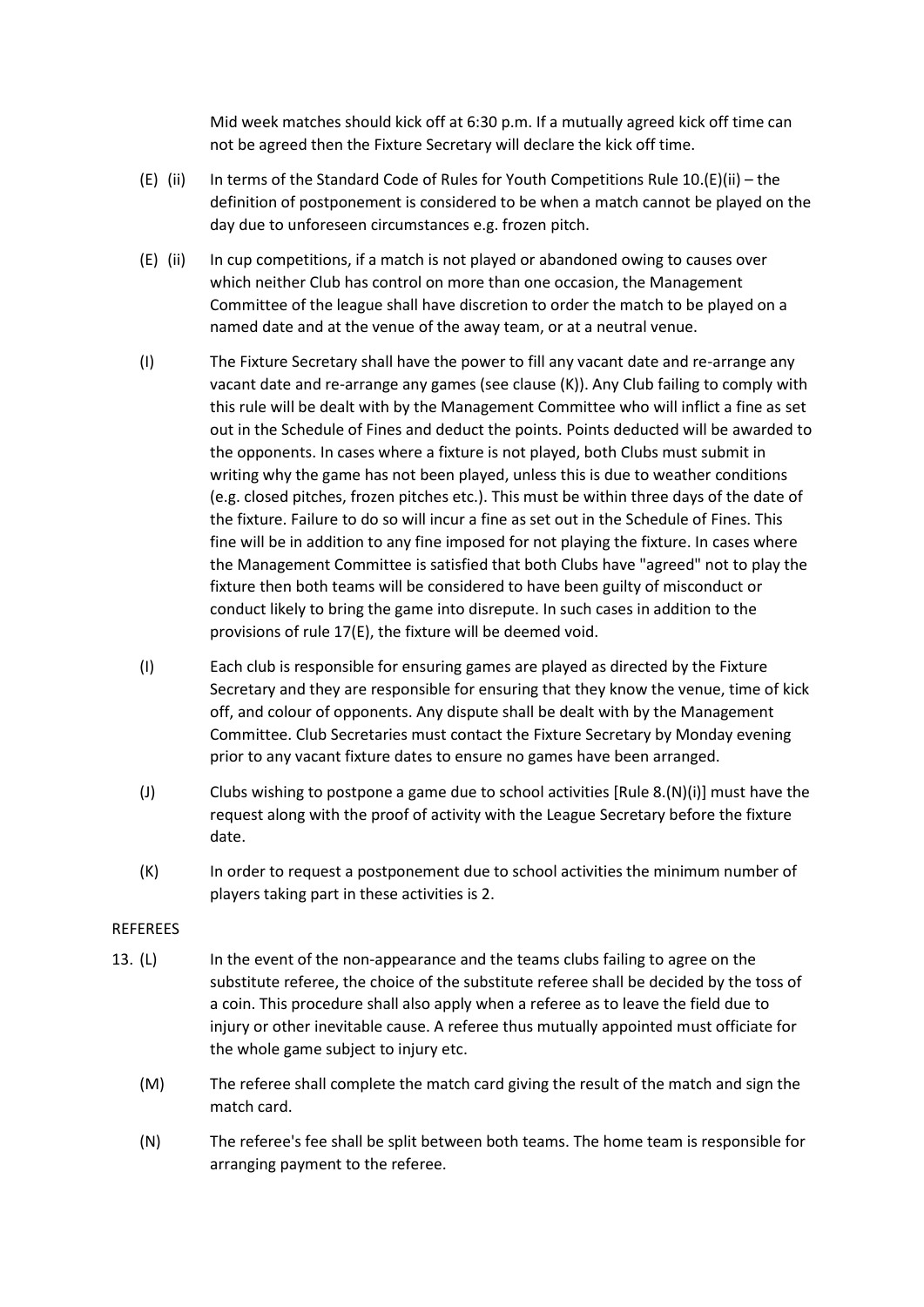Mid week matches should kick off at 6:30 p.m. If a mutually agreed kick off time can not be agreed then the Fixture Secretary will declare the kick off time.

(E) (ii) In terms of the Standard Code of Rules for Youth Competitions Rule 10.(E)(ii) – the definition of postponement is considered to be when a match cannot be played on the day due to unforeseen circumstances e.g. frozen pitch.

(E) (ii) In cup competitions, if a match is not played or abandoned owing to causes over which neither Club has control on more than one occasion, the Management Committee of the league shall have discretion to order the match to be played on a named date and at the venue of the away team, or at a neutral venue.

(I) The Fixture Secretary shall have the power to fill any vacant date and re-arrange any vacant date and re-arrange any games (see clause (K)). Any Club failing to comply with this rule will be dealt with by the Management Committee who will inflict a fine as set out in the Schedule of Fines and deduct the points. Points deducted will be awarded to the opponents. In cases where a fixture is not played, both Clubs must submit in writing why the game has not been played, unless this is due to weather conditions (e.g. closed pitches, frozen pitches etc.). This must be within three days of the date of the fixture. Failure to do so will incur a fine as set out in the Schedule of Fines. This fine will be in addition to any fine imposed for not playing the fixture. In cases where the Management Committee is satisfied that both Clubs have "agreed" not to play the fixture then both teams will be considered to have been guilty of misconduct or conduct likely to bring the game into disrepute. In such cases in addition to the provisions of rule 17(E), the fixture will be deemed void.

(I) Each club is responsible for ensuring games are played as directed by the Fixture Secretary and they are responsible for ensuring that they know the venue, time of kick off, and colour of opponents. Any dispute shall be dealt with by the Management Committee. Club Secretaries must contact the Fixture Secretary by Monday evening prior to any vacant fixture dates to ensure no games have been arranged.

(J) Clubs wishing to postpone a game due to school activities [Rule 8.(N)(i)] must have the request along with the proof of activity with the League Secretary before the fixture date.

(K) In order to request a postponement due to school activities the minimum number of players taking part in these activities is 2.

REFEREES

13. (L) In the event of the non-appearance and the teams clubs failing to agree on the substitute referee, the choice of the substitute referee shall be decided by the toss of a coin. This procedure shall also apply when a referee as to leave the field due to injury or other inevitable cause. A referee thus mutually appointed must officiate for the whole game subject to injury etc.

(M) The referee shall complete the match card giving the result of the match and sign the match card.

(N) The referee's fee shall be split between both teams. The home team is responsible for arranging payment to the referee.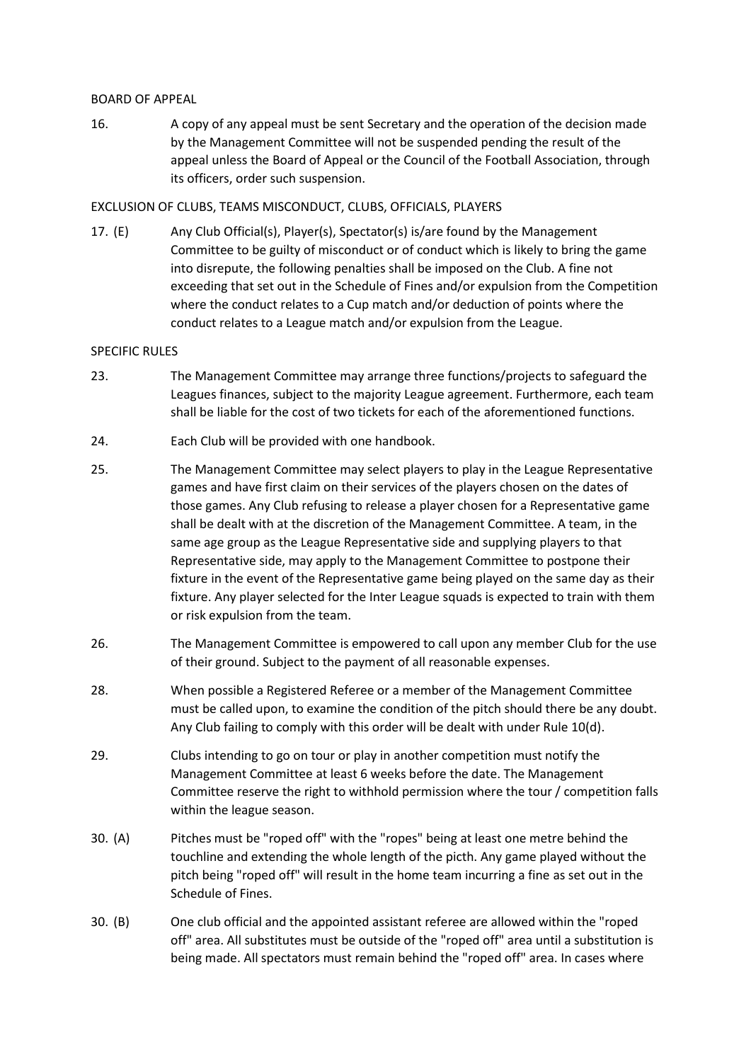BOARD OF APPEAL

16. A copy of any appeal must be sent Secretary and the operation of the decision made by the Management Committee will not be suspended pending the result of the appeal unless the Board of Appeal or the Council of the Football Association, through its officers, order such suspension.

EXCLUSION OF CLUBS, TEAMS MISCONDUCT, CLUBS, OFFICIALS, PLAYERS

17. (E) Any Club Official(s), Player(s), Spectator(s) is/are found by the Management Committee to be guilty of misconduct or of conduct which is likely to bring the game into disrepute, the following penalties shall be imposed on the Club. A fine not exceeding that set out in the Schedule of Fines and/or expulsion from the Competition where the conduct relates to a Cup match and/or deduction of points where the conduct relates to a League match and/or expulsion from the League.

SPECIFIC RULES

23. The Management Committee may arrange three functions/projects to safeguard the Leagues finances, subject to the majority League agreement. Furthermore, each team shall be liable for the cost of two tickets for each of the aforementioned functions.

24. Each Club will be provided with one handbook.

25. The Management Committee may select players to play in the League Representative games and have first claim on their services of the players chosen on the dates of those games. Any Club refusing to release a player chosen for a Representative game shall be dealt with at the discretion of the Management Committee. A team, in the same age group as the League Representative side and supplying players to that Representative side, may apply to the Management Committee to postpone their fixture in the event of the Representative game being played on the same day as their fixture. Any player selected for the Inter League squads is expected to train with them or risk expulsion from the team.

26. The Management Committee is empowered to call upon any member Club for the use of their ground. Subject to the payment of all reasonable expenses.

28. When possible a Registered Referee or a member of the Management Committee must be called upon, to examine the condition of the pitch should there be any doubt. Any Club failing to comply with this order will be dealt with under Rule 10(d).

29. Clubs intending to go on tour or play in another competition must notify the Management Committee at least 6 weeks before the date. The Management Committee reserve the right to withhold permission where the tour / competition falls within the league season.

30. (A) Pitches must be "roped off" with the "ropes" being at least one metre behind the touchline and extending the whole length of the picth. Any game played without the pitch being "roped off" will result in the home team incurring a fine as set out in the Schedule of Fines.

30. (B) One club official and the appointed assistant referee are allowed within the "roped off" area. All substitutes must be outside of the "roped off" area until a substitution is being made. All spectators must remain behind the "roped off" area. In cases where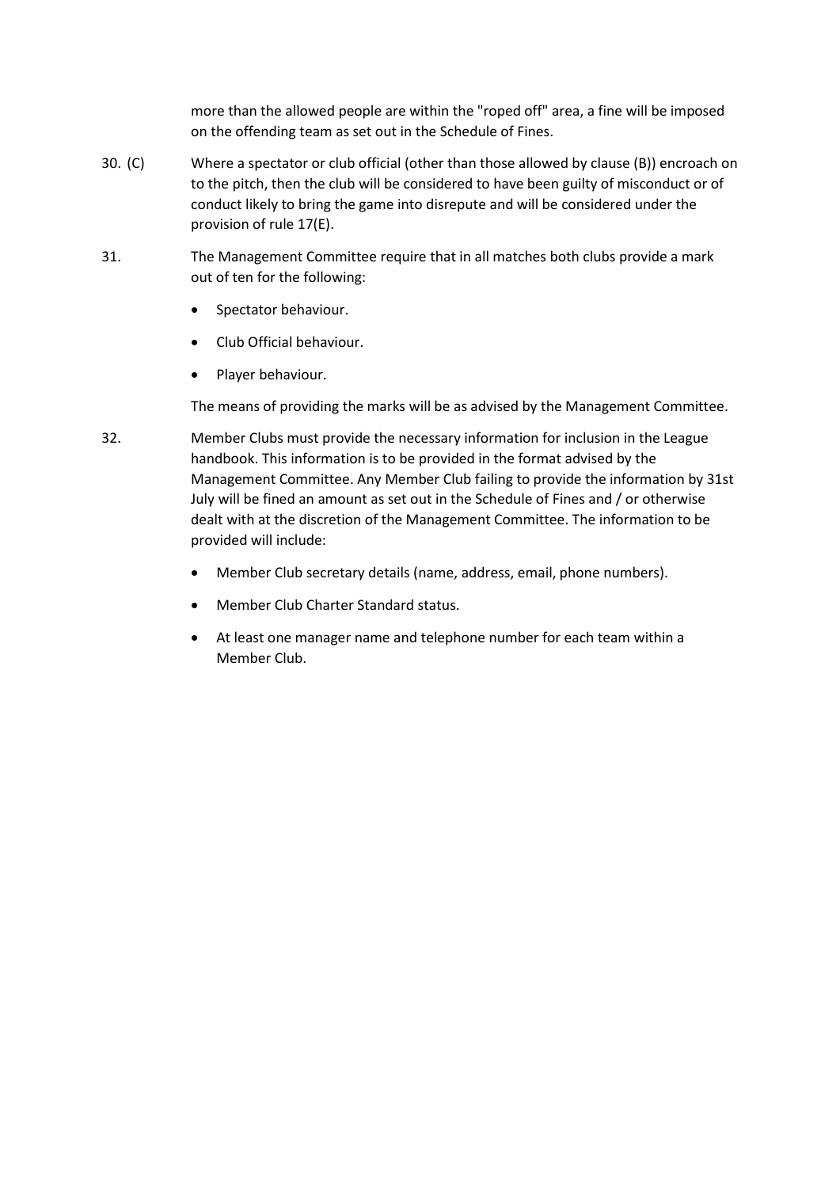more than the allowed people are within the "roped off" area, a fine will be imposed on the offending team as set out in the Schedule of Fines.

30. (C) Where a spectator or club official (other than those allowed by clause (B)) encroach on to the pitch, then the club will be considered to have been guilty of misconduct or of conduct likely to bring the game into disrepute and will be considered under the provision of rule 17(E).

31. The Management Committee require that in all matches both clubs provide a mark out of ten for the following:

- Spectator behaviour.
- Club Official behaviour.
- Player behaviour.

The means of providing the marks will be as advised by the Management Committee.

32. Member Clubs must provide the necessary information for inclusion in the League handbook. This information is to be provided in the format advised by the Management Committee. Any Member Club failing to provide the information by 31st July will be fined an amount as set out in the Schedule of Fines and / or otherwise dealt with at the discretion of the Management Committee. The information to be provided will include:

- Member Club secretary details (name, address, email, phone numbers).
- Member Club Charter Standard status.
- At least one manager name and telephone number for each team within a Member Club.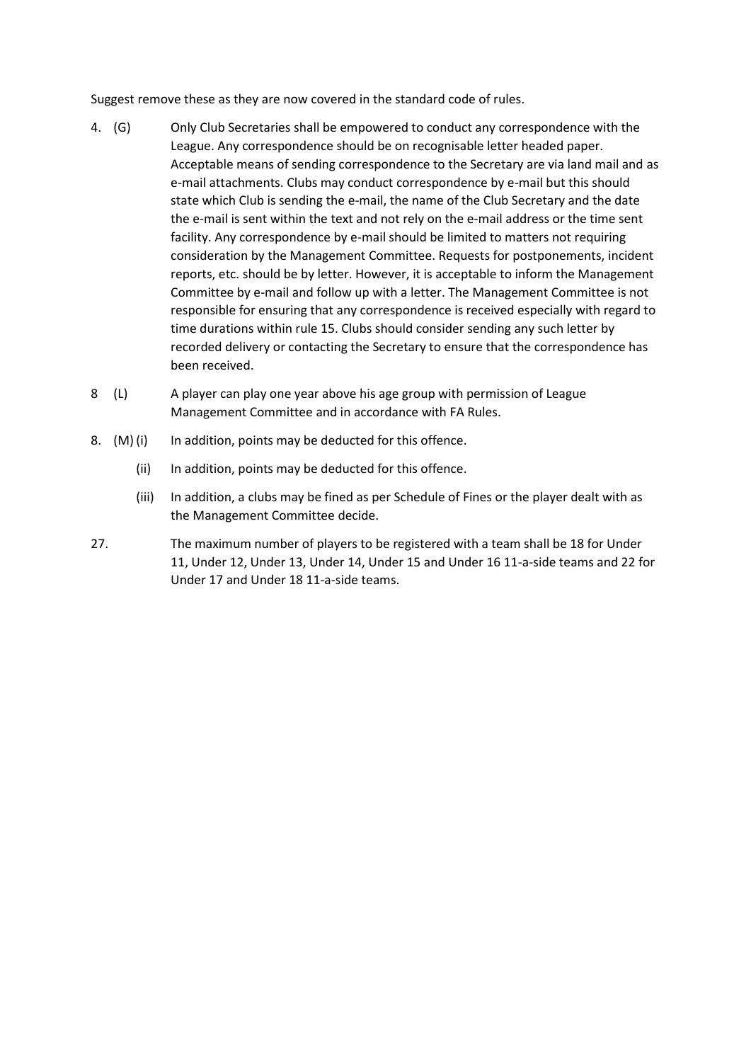Suggest remove these as they are now covered in the standard code of rules.

4. (G) Only Club Secretaries shall be empowered to conduct any correspondence with the League. Any correspondence should be on recognisable letter headed paper. Acceptable means of sending correspondence to the Secretary are via land mail and as e-mail attachments. Clubs may conduct correspondence by e-mail but this should state which Club is sending the e-mail, the name of the Club Secretary and the date the e-mail is sent within the text and not rely on the e-mail address or the time sent facility. Any correspondence by e-mail should be limited to matters not requiring consideration by the Management Committee. Requests for postponements, incident reports, etc. should be by letter. However, it is acceptable to inform the Management Committee by e-mail and follow up with a letter. The Management Committee is not responsible for ensuring that any correspondence is received especially with regard to time durations within rule 15. Clubs should consider sending any such letter by recorded delivery or contacting the Secretary to ensure that the correspondence has been received.

8 (L) A player can play one year above his age group with permission of League Management Committee and in accordance with FA Rules.

8. (M) (i) In addition, points may be deducted for this offence.

(ii) In addition, points may be deducted for this offence.

(iii) In addition, a clubs may be fined as per Schedule of Fines or the player dealt with as the Management Committee decide.

27. The maximum number of players to be registered with a team shall be 18 for Under 11, Under 12, Under 13, Under 14, Under 15 and Under 16 11-a-side teams and 22 for Under 17 and Under 18 11-a-side teams.